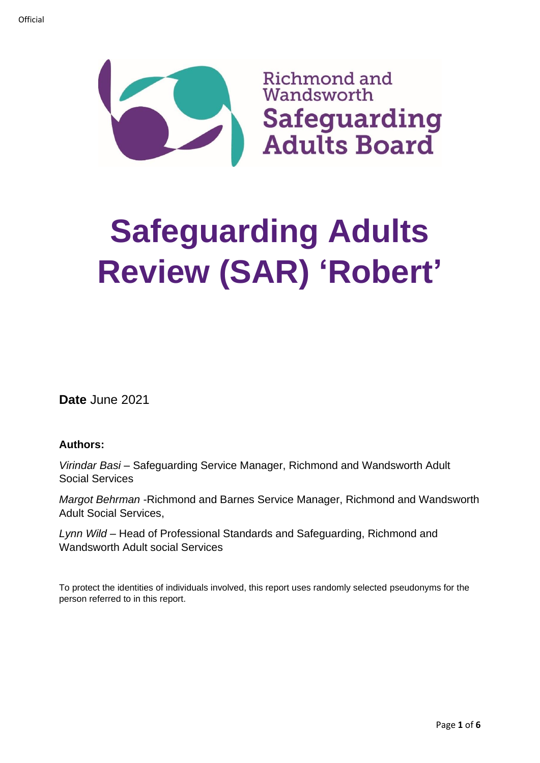Official

Richmond and Wandsworth
**Safeguarding Adults Board**

# Safeguarding Adults Review (SAR) 'Robert'

**Date** June 2021

**Authors:**

*Virindar Basi* – Safeguarding Service Manager, Richmond and Wandsworth Adult Social Services

*Margot Behrman* -Richmond and Barnes Service Manager, Richmond and Wandsworth Adult Social Services,

*Lynn Wild* – Head of Professional Standards and Safeguarding, Richmond and Wandsworth Adult social Services

To protect the identities of individuals involved, this report uses randomly selected pseudonyms for the person referred to in this report.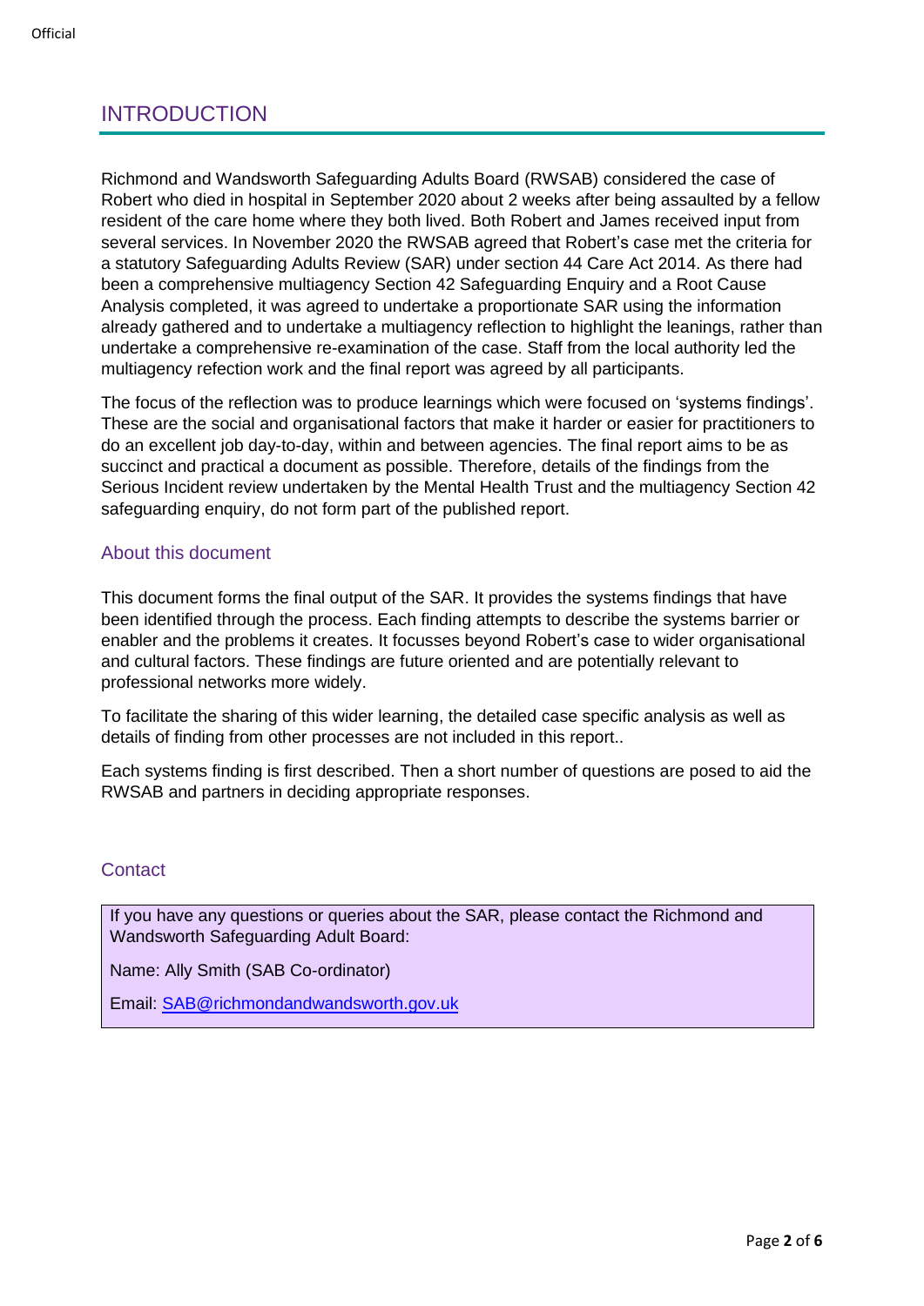## INTRODUCTION

Richmond and Wandsworth Safeguarding Adults Board (RWSAB) considered the case of Robert who died in hospital in September 2020 about 2 weeks after being assaulted by a fellow resident of the care home where they both lived. Both Robert and James received input from several services. In November 2020 the RWSAB agreed that Robert's case met the criteria for a statutory Safeguarding Adults Review (SAR) under section 44 Care Act 2014. As there had been a comprehensive multiagency Section 42 Safeguarding Enquiry and a Root Cause Analysis completed, it was agreed to undertake a proportionate SAR using the information already gathered and to undertake a multiagency reflection to highlight the leanings, rather than undertake a comprehensive re-examination of the case. Staff from the local authority led the multiagency refection work and the final report was agreed by all participants.

The focus of the reflection was to produce learnings which were focused on 'systems findings'. These are the social and organisational factors that make it harder or easier for practitioners to do an excellent job day-to-day, within and between agencies. The final report aims to be as succinct and practical a document as possible. Therefore, details of the findings from the Serious Incident review undertaken by the Mental Health Trust and the multiagency Section 42 safeguarding enquiry, do not form part of the published report.

### About this document

This document forms the final output of the SAR. It provides the systems findings that have been identified through the process. Each finding attempts to describe the systems barrier or enabler and the problems it creates. It focusses beyond Robert's case to wider organisational and cultural factors. These findings are future oriented and are potentially relevant to professional networks more widely.

To facilitate the sharing of this wider learning, the detailed case specific analysis as well as details of finding from other processes are not included in this report..

Each systems finding is first described. Then a short number of questions are posed to aid the RWSAB and partners in deciding appropriate responses.

### Contact

If you have any questions or queries about the SAR, please contact the Richmond and Wandsworth Safeguarding Adult Board:

Name: Ally Smith (SAB Co-ordinator)

Email: SAB@richmondandwandsworth.gov.uk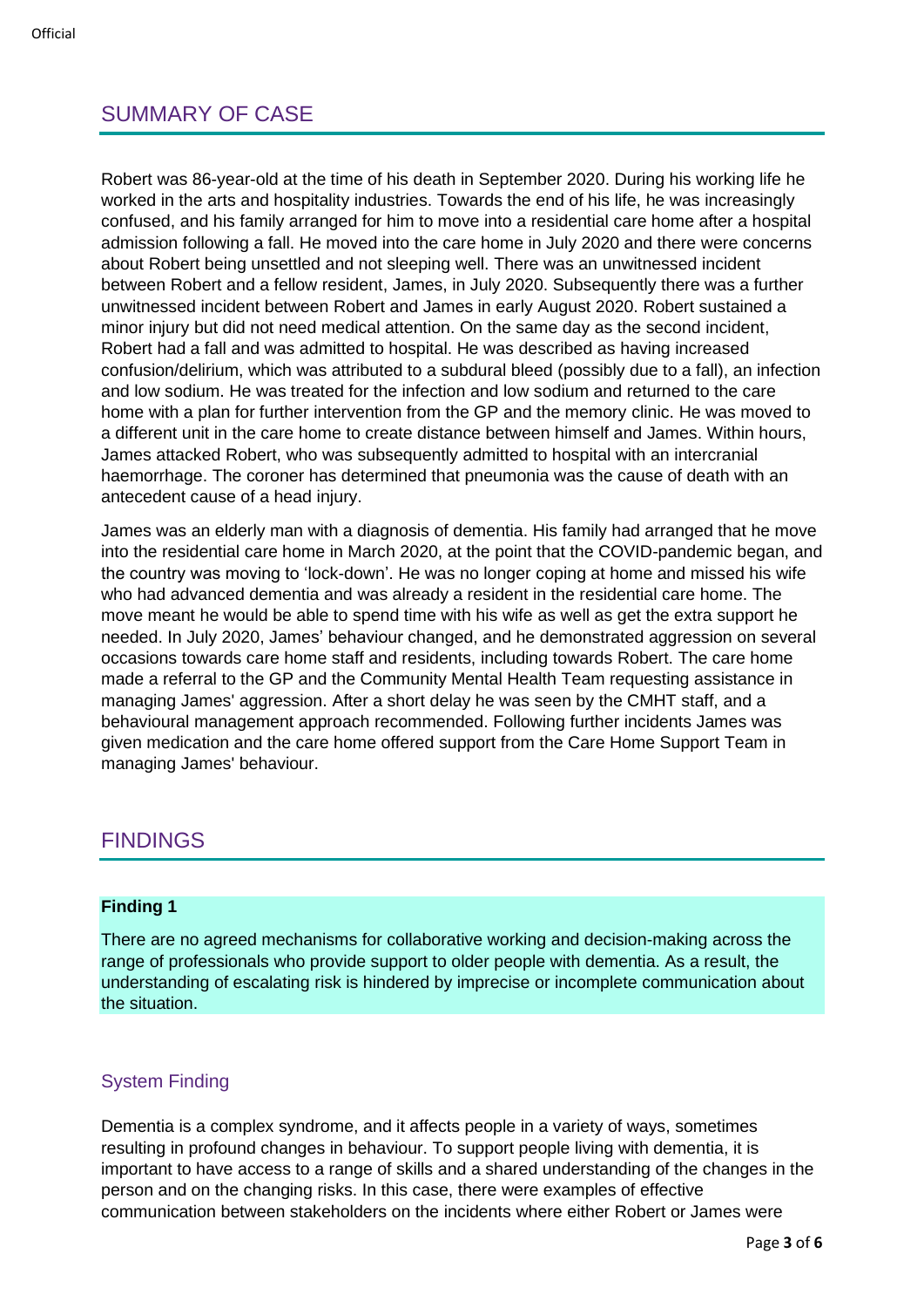## SUMMARY OF CASE

Robert was 86-year-old at the time of his death in September 2020. During his working life he worked in the arts and hospitality industries. Towards the end of his life, he was increasingly confused, and his family arranged for him to move into a residential care home after a hospital admission following a fall. He moved into the care home in July 2020 and there were concerns about Robert being unsettled and not sleeping well. There was an unwitnessed incident between Robert and a fellow resident, James, in July 2020. Subsequently there was a further unwitnessed incident between Robert and James in early August 2020. Robert sustained a minor injury but did not need medical attention. On the same day as the second incident, Robert had a fall and was admitted to hospital. He was described as having increased confusion/delirium, which was attributed to a subdural bleed (possibly due to a fall), an infection and low sodium. He was treated for the infection and low sodium and returned to the care home with a plan for further intervention from the GP and the memory clinic. He was moved to a different unit in the care home to create distance between himself and James. Within hours, James attacked Robert, who was subsequently admitted to hospital with an intercranial haemorrhage. The coroner has determined that pneumonia was the cause of death with an antecedent cause of a head injury.

James was an elderly man with a diagnosis of dementia. His family had arranged that he move into the residential care home in March 2020, at the point that the COVID-pandemic began, and the country was moving to 'lock-down'. He was no longer coping at home and missed his wife who had advanced dementia and was already a resident in the residential care home. The move meant he would be able to spend time with his wife as well as get the extra support he needed. In July 2020, James' behaviour changed, and he demonstrated aggression on several occasions towards care home staff and residents, including towards Robert. The care home made a referral to the GP and the Community Mental Health Team requesting assistance in managing James' aggression. After a short delay he was seen by the CMHT staff, and a behavioural management approach recommended. Following further incidents James was given medication and the care home offered support from the Care Home Support Team in managing James' behaviour.

## FINDINGS

**Finding 1**

There are no agreed mechanisms for collaborative working and decision-making across the range of professionals who provide support to older people with dementia. As a result, the understanding of escalating risk is hindered by imprecise or incomplete communication about the situation.

### System Finding

Dementia is a complex syndrome, and it affects people in a variety of ways, sometimes resulting in profound changes in behaviour. To support people living with dementia, it is important to have access to a range of skills and a shared understanding of the changes in the person and on the changing risks. In this case, there were examples of effective communication between stakeholders on the incidents where either Robert or James were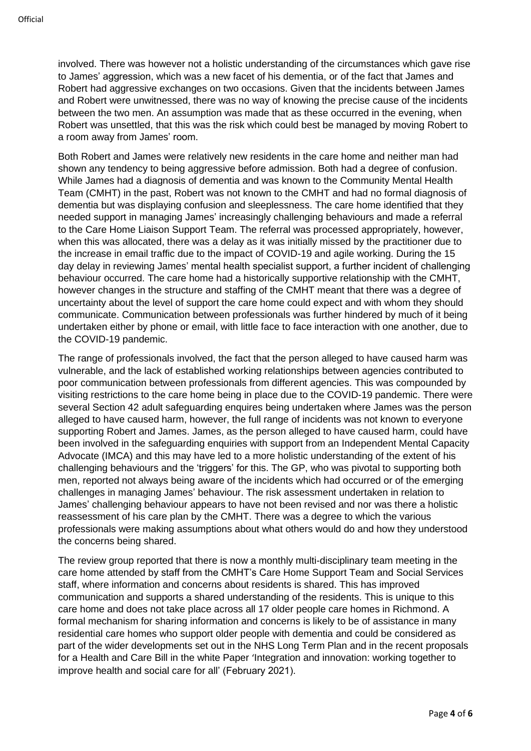involved. There was however not a holistic understanding of the circumstances which gave rise to James' aggression, which was a new facet of his dementia, or of the fact that James and Robert had aggressive exchanges on two occasions. Given that the incidents between James and Robert were unwitnessed, there was no way of knowing the precise cause of the incidents between the two men. An assumption was made that as these occurred in the evening, when Robert was unsettled, that this was the risk which could best be managed by moving Robert to a room away from James' room.

Both Robert and James were relatively new residents in the care home and neither man had shown any tendency to being aggressive before admission. Both had a degree of confusion. While James had a diagnosis of dementia and was known to the Community Mental Health Team (CMHT) in the past, Robert was not known to the CMHT and had no formal diagnosis of dementia but was displaying confusion and sleeplessness. The care home identified that they needed support in managing James' increasingly challenging behaviours and made a referral to the Care Home Liaison Support Team. The referral was processed appropriately, however, when this was allocated, there was a delay as it was initially missed by the practitioner due to the increase in email traffic due to the impact of COVID-19 and agile working. During the 15 day delay in reviewing James' mental health specialist support, a further incident of challenging behaviour occurred. The care home had a historically supportive relationship with the CMHT, however changes in the structure and staffing of the CMHT meant that there was a degree of uncertainty about the level of support the care home could expect and with whom they should communicate. Communication between professionals was further hindered by much of it being undertaken either by phone or email, with little face to face interaction with one another, due to the COVID-19 pandemic.

The range of professionals involved, the fact that the person alleged to have caused harm was vulnerable, and the lack of established working relationships between agencies contributed to poor communication between professionals from different agencies. This was compounded by visiting restrictions to the care home being in place due to the COVID-19 pandemic. There were several Section 42 adult safeguarding enquires being undertaken where James was the person alleged to have caused harm, however, the full range of incidents was not known to everyone supporting Robert and James. James, as the person alleged to have caused harm, could have been involved in the safeguarding enquiries with support from an Independent Mental Capacity Advocate (IMCA) and this may have led to a more holistic understanding of the extent of his challenging behaviours and the 'triggers' for this. The GP, who was pivotal to supporting both men, reported not always being aware of the incidents which had occurred or of the emerging challenges in managing James' behaviour. The risk assessment undertaken in relation to James' challenging behaviour appears to have not been revised and nor was there a holistic reassessment of his care plan by the CMHT. There was a degree to which the various professionals were making assumptions about what others would do and how they understood the concerns being shared.

The review group reported that there is now a monthly multi-disciplinary team meeting in the care home attended by staff from the CMHT's Care Home Support Team and Social Services staff, where information and concerns about residents is shared. This has improved communication and supports a shared understanding of the residents. This is unique to this care home and does not take place across all 17 older people care homes in Richmond. A formal mechanism for sharing information and concerns is likely to be of assistance in many residential care homes who support older people with dementia and could be considered as part of the wider developments set out in the NHS Long Term Plan and in the recent proposals for a Health and Care Bill in the white Paper 'Integration and innovation: working together to improve health and social care for all' (February 2021).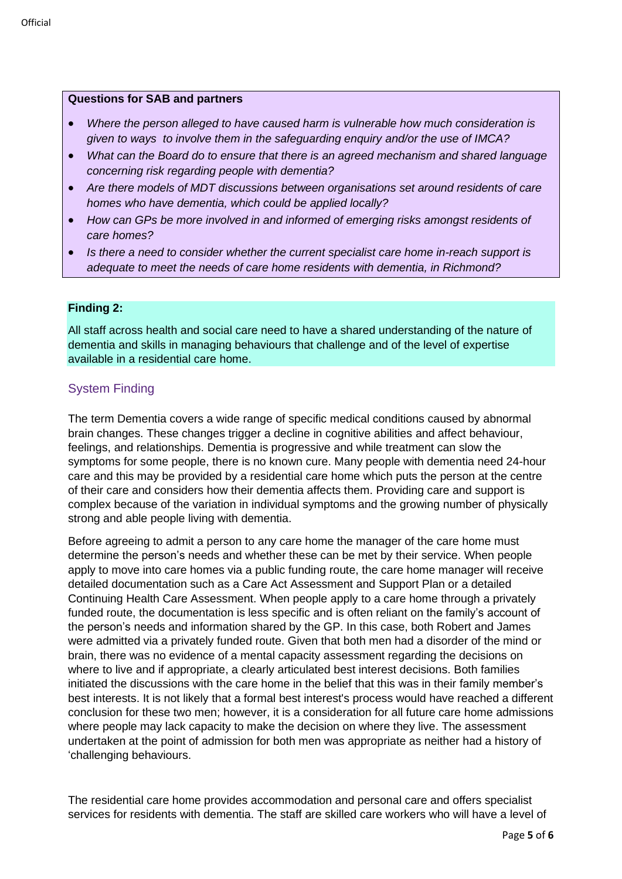**Questions for SAB and partners**

- *Where the person alleged to have caused harm is vulnerable how much consideration is given to ways to involve them in the safeguarding enquiry and/or the use of IMCA?*
- *What can the Board do to ensure that there is an agreed mechanism and shared language concerning risk regarding people with dementia?*
- *Are there models of MDT discussions between organisations set around residents of care homes who have dementia, which could be applied locally?*
- *How can GPs be more involved in and informed of emerging risks amongst residents of care homes?*
- *Is there a need to consider whether the current specialist care home in-reach support is adequate to meet the needs of care home residents with dementia, in Richmond?*

**Finding 2:**

All staff across health and social care need to have a shared understanding of the nature of dementia and skills in managing behaviours that challenge and of the level of expertise available in a residential care home.

## System Finding

The term Dementia covers a wide range of specific medical conditions caused by abnormal brain changes. These changes trigger a decline in cognitive abilities and affect behaviour, feelings, and relationships. Dementia is progressive and while treatment can slow the symptoms for some people, there is no known cure. Many people with dementia need 24-hour care and this may be provided by a residential care home which puts the person at the centre of their care and considers how their dementia affects them. Providing care and support is complex because of the variation in individual symptoms and the growing number of physically strong and able people living with dementia.

Before agreeing to admit a person to any care home the manager of the care home must determine the person's needs and whether these can be met by their service. When people apply to move into care homes via a public funding route, the care home manager will receive detailed documentation such as a Care Act Assessment and Support Plan or a detailed Continuing Health Care Assessment. When people apply to a care home through a privately funded route, the documentation is less specific and is often reliant on the family's account of the person's needs and information shared by the GP. In this case, both Robert and James were admitted via a privately funded route. Given that both men had a disorder of the mind or brain, there was no evidence of a mental capacity assessment regarding the decisions on where to live and if appropriate, a clearly articulated best interest decisions. Both families initiated the discussions with the care home in the belief that this was in their family member's best interests. It is not likely that a formal best interest's process would have reached a different conclusion for these two men; however, it is a consideration for all future care home admissions where people may lack capacity to make the decision on where they live. The assessment undertaken at the point of admission for both men was appropriate as neither had a history of 'challenging behaviours.

The residential care home provides accommodation and personal care and offers specialist services for residents with dementia. The staff are skilled care workers who will have a level of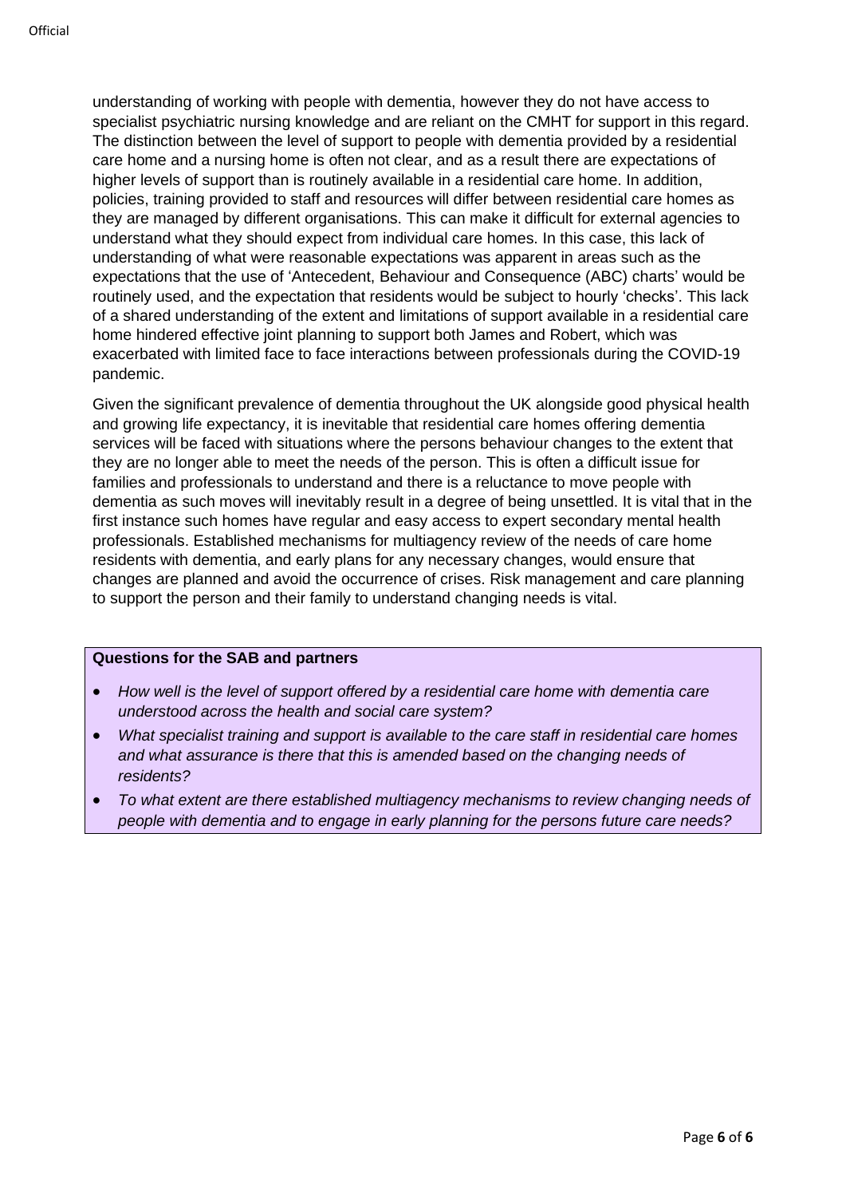understanding of working with people with dementia, however they do not have access to specialist psychiatric nursing knowledge and are reliant on the CMHT for support in this regard. The distinction between the level of support to people with dementia provided by a residential care home and a nursing home is often not clear, and as a result there are expectations of higher levels of support than is routinely available in a residential care home. In addition, policies, training provided to staff and resources will differ between residential care homes as they are managed by different organisations. This can make it difficult for external agencies to understand what they should expect from individual care homes. In this case, this lack of understanding of what were reasonable expectations was apparent in areas such as the expectations that the use of 'Antecedent, Behaviour and Consequence (ABC) charts' would be routinely used, and the expectation that residents would be subject to hourly 'checks'. This lack of a shared understanding of the extent and limitations of support available in a residential care home hindered effective joint planning to support both James and Robert, which was exacerbated with limited face to face interactions between professionals during the COVID-19 pandemic.

Given the significant prevalence of dementia throughout the UK alongside good physical health and growing life expectancy, it is inevitable that residential care homes offering dementia services will be faced with situations where the persons behaviour changes to the extent that they are no longer able to meet the needs of the person. This is often a difficult issue for families and professionals to understand and there is a reluctance to move people with dementia as such moves will inevitably result in a degree of being unsettled. It is vital that in the first instance such homes have regular and easy access to expert secondary mental health professionals. Established mechanisms for multiagency review of the needs of care home residents with dementia, and early plans for any necessary changes, would ensure that changes are planned and avoid the occurrence of crises. Risk management and care planning to support the person and their family to understand changing needs is vital.

**Questions for the SAB and partners**

- *How well is the level of support offered by a residential care home with dementia care understood across the health and social care system?*
- *What specialist training and support is available to the care staff in residential care homes and what assurance is there that this is amended based on the changing needs of residents?*
- *To what extent are there established multiagency mechanisms to review changing needs of people with dementia and to engage in early planning for the persons future care needs?*